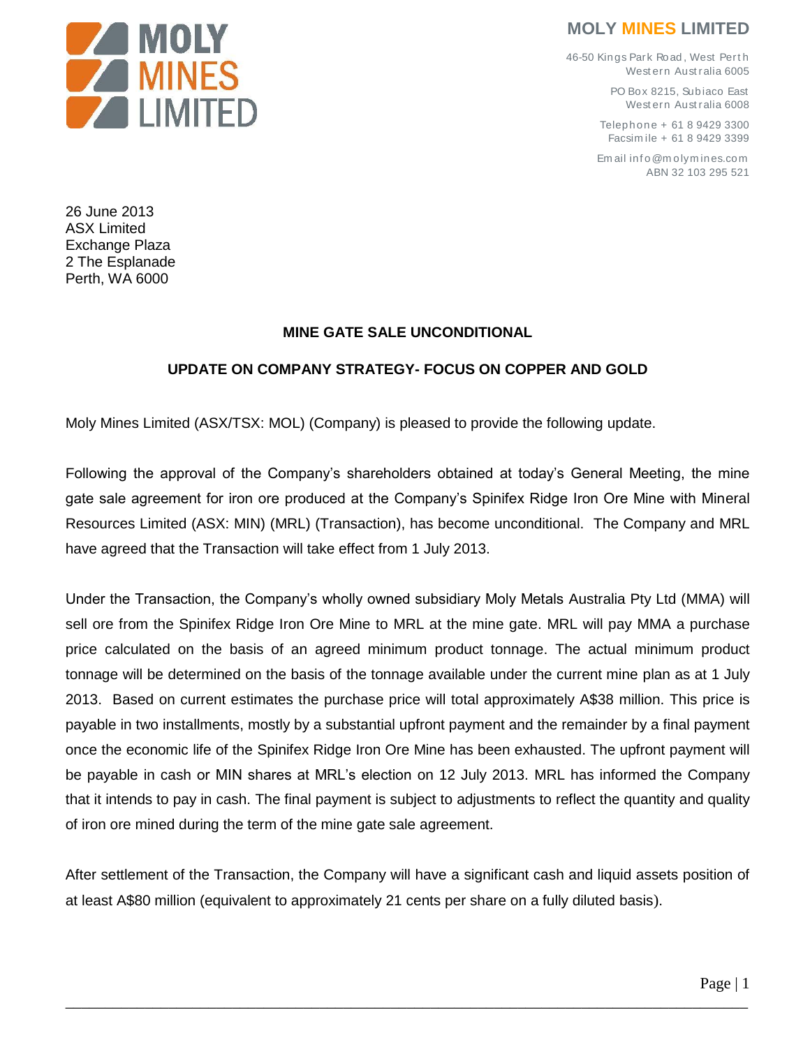**MOLY MINES LIMITED**

46-50 Kings Park Road, West Perth
Western Australia 6005

PO Box 8215, Subiaco East
Western Australia 6008

Telephone + 61 8 9429 3300
Facsimile + 61 8 9429 3399

Email info@molymines.com
ABN 32 103 295 521

26 June 2013
ASX Limited
Exchange Plaza
2 The Esplanade
Perth, WA 6000

**MINE GATE SALE UNCONDITIONAL**

**UPDATE ON COMPANY STRATEGY- FOCUS ON COPPER AND GOLD**

Moly Mines Limited (ASX/TSX: MOL) (Company) is pleased to provide the following update.

Following the approval of the Company's shareholders obtained at today's General Meeting, the mine gate sale agreement for iron ore produced at the Company's Spinifex Ridge Iron Ore Mine with Mineral Resources Limited (ASX: MIN) (MRL) (Transaction), has become unconditional. The Company and MRL have agreed that the Transaction will take effect from 1 July 2013.

Under the Transaction, the Company's wholly owned subsidiary Moly Metals Australia Pty Ltd (MMA) will sell ore from the Spinifex Ridge Iron Ore Mine to MRL at the mine gate. MRL will pay MMA a purchase price calculated on the basis of an agreed minimum product tonnage. The actual minimum product tonnage will be determined on the basis of the tonnage available under the current mine plan as at 1 July 2013. Based on current estimates the purchase price will total approximately A$38 million. This price is payable in two installments, mostly by a substantial upfront payment and the remainder by a final payment once the economic life of the Spinifex Ridge Iron Ore Mine has been exhausted. The upfront payment will be payable in cash or MIN shares at MRL's election on 12 July 2013. MRL has informed the Company that it intends to pay in cash. The final payment is subject to adjustments to reflect the quantity and quality of iron ore mined during the term of the mine gate sale agreement.

After settlement of the Transaction, the Company will have a significant cash and liquid assets position of at least A$80 million (equivalent to approximately 21 cents per share on a fully diluted basis).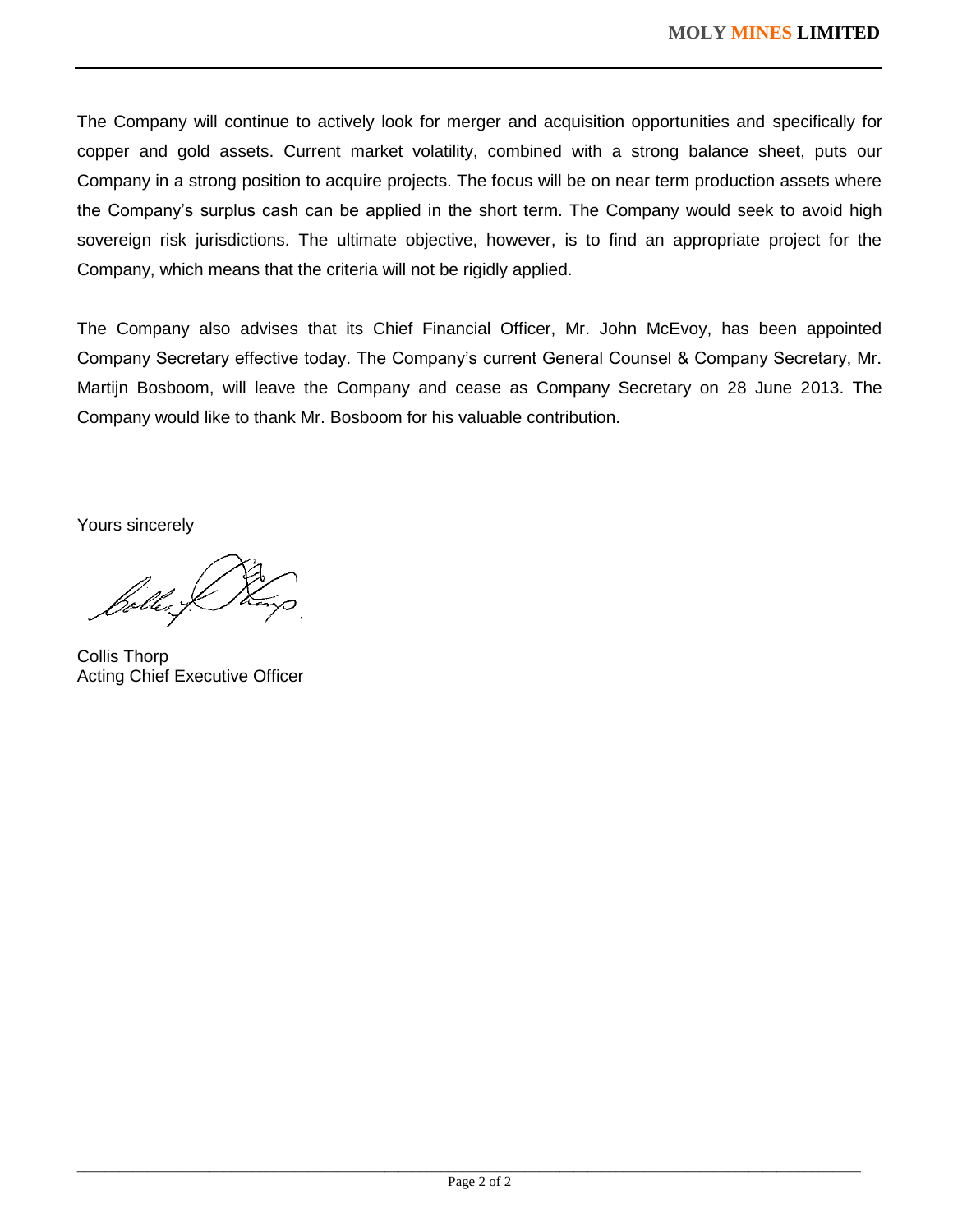The Company will continue to actively look for merger and acquisition opportunities and specifically for copper and gold assets. Current market volatility, combined with a strong balance sheet, puts our Company in a strong position to acquire projects. The focus will be on near term production assets where the Company's surplus cash can be applied in the short term. The Company would seek to avoid high sovereign risk jurisdictions. The ultimate objective, however, is to find an appropriate project for the Company, which means that the criteria will not be rigidly applied.

The Company also advises that its Chief Financial Officer, Mr. John McEvoy, has been appointed Company Secretary effective today. The Company's current General Counsel & Company Secretary, Mr. Martijn Bosboom, will leave the Company and cease as Company Secretary on 28 June 2013. The Company would like to thank Mr. Bosboom for his valuable contribution.

Yours sincerely

Collis Thorp
Acting Chief Executive Officer